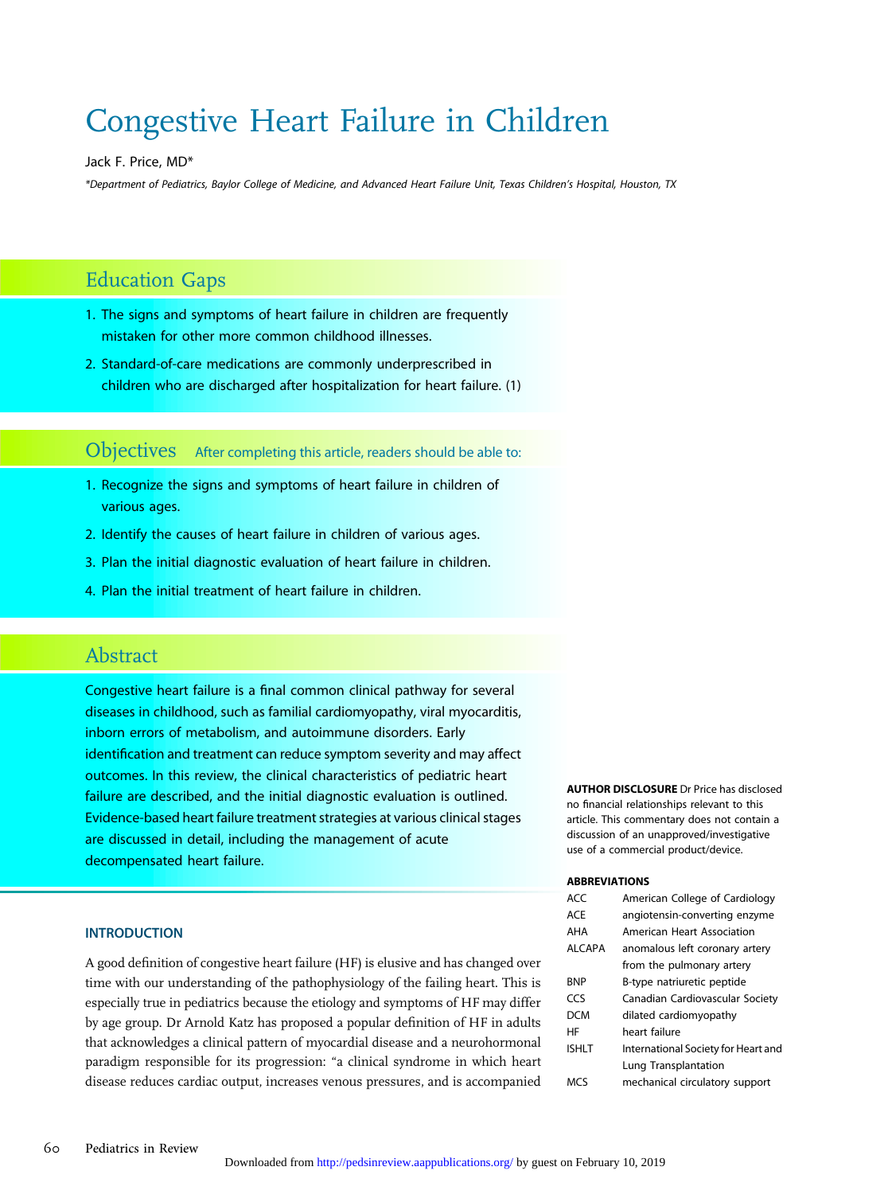# Congestive Heart Failure in Children

Jack F. Price, MD*

*Department of Pediatrics, Baylor College of Medicine, and Advanced Heart Failure Unit, Texas Children's Hospital, Houston, TX

## Education Gaps

1. The signs and symptoms of heart failure in children are frequently mistaken for other more common childhood illnesses.
2. Standard-of-care medications are commonly underprescribed in children who are discharged after hospitalization for heart failure. (1)

## Objectives

After completing this article, readers should be able to:

1. Recognize the signs and symptoms of heart failure in children of various ages.
2. Identify the causes of heart failure in children of various ages.
3. Plan the initial diagnostic evaluation of heart failure in children.
4. Plan the initial treatment of heart failure in children.

## Abstract

Congestive heart failure is a final common clinical pathway for several diseases in childhood, such as familial cardiomyopathy, viral myocarditis, inborn errors of metabolism, and autoimmune disorders. Early identification and treatment can reduce symptom severity and may affect outcomes. In this review, the clinical characteristics of pediatric heart failure are described, and the initial diagnostic evaluation is outlined. Evidence-based heart failure treatment strategies at various clinical stages are discussed in detail, including the management of acute decompensated heart failure.

**AUTHOR DISCLOSURE** Dr Price has disclosed no financial relationships relevant to this article. This commentary does not contain a discussion of an unapproved/investigative use of a commercial product/device.

**ABBREVIATIONS**

| | |
|---|---|
| ACC | American College of Cardiology |
| ACE | angiotensin-converting enzyme |
| AHA | American Heart Association |
| ALCAPA | anomalous left coronary artery from the pulmonary artery |
| BNP | B-type natriuretic peptide |
| CCS | Canadian Cardiovascular Society |
| DCM | dilated cardiomyopathy |
| HF | heart failure |
| ISHLT | International Society for Heart and Lung Transplantation |
| MCS | mechanical circulatory support |

### INTRODUCTION

A good definition of congestive heart failure (HF) is elusive and has changed over time with our understanding of the pathophysiology of the failing heart. This is especially true in pediatrics because the etiology and symptoms of HF may differ by age group. Dr Arnold Katz has proposed a popular definition of HF in adults that acknowledges a clinical pattern of myocardial disease and a neurohormonal paradigm responsible for its progression: "a clinical syndrome in which heart disease reduces cardiac output, increases venous pressures, and is accompanied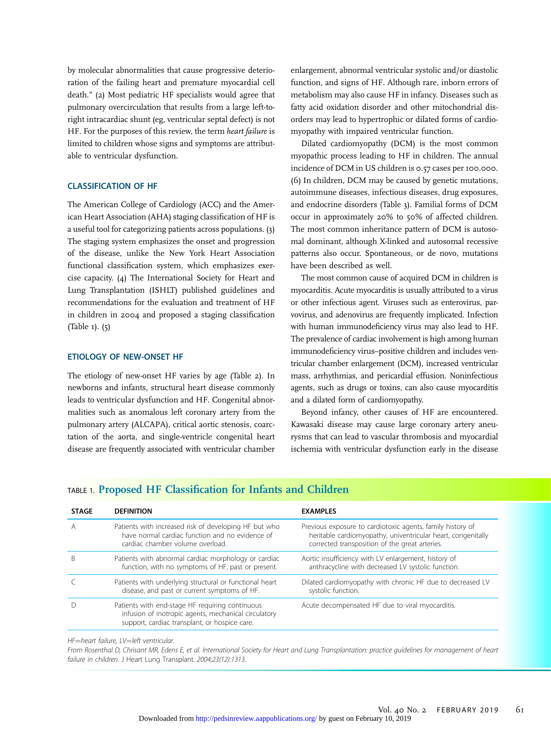by molecular abnormalities that cause progressive deterioration of the failing heart and premature myocardial cell death." (2) Most pediatric HF specialists would agree that pulmonary overcirculation that results from a large left-to-right intracardiac shunt (eg, ventricular septal defect) is not HF. For the purposes of this review, the term *heart failure* is limited to children whose signs and symptoms are attributable to ventricular dysfunction.

## CLASSIFICATION OF HF

The American College of Cardiology (ACC) and the American Heart Association (AHA) staging classification of HF is a useful tool for categorizing patients across populations. (3) The staging system emphasizes the onset and progression of the disease, unlike the New York Heart Association functional classification system, which emphasizes exercise capacity. (4) The International Society for Heart and Lung Transplantation (ISHLT) published guidelines and recommendations for the evaluation and treatment of HF in children in 2004 and proposed a staging classification (Table 1). (5)

## ETIOLOGY OF NEW-ONSET HF

The etiology of new-onset HF varies by age (Table 2). In newborns and infants, structural heart disease commonly leads to ventricular dysfunction and HF. Congenital abnormalities such as anomalous left coronary artery from the pulmonary artery (ALCAPA), critical aortic stenosis, coarctation of the aorta, and single-ventricle congenital heart disease are frequently associated with ventricular chamber enlargement, abnormal ventricular systolic and/or diastolic function, and signs of HF. Although rare, inborn errors of metabolism may also cause HF in infancy. Diseases such as fatty acid oxidation disorder and other mitochondrial disorders may lead to hypertrophic or dilated forms of cardiomyopathy with impaired ventricular function.

Dilated cardiomyopathy (DCM) is the most common myopathic process leading to HF in children. The annual incidence of DCM in US children is 0.57 cases per 100,000. (6) In children, DCM may be caused by genetic mutations, autoimmune diseases, infectious diseases, drug exposures, and endocrine disorders (Table 3). Familial forms of DCM occur in approximately 20% to 50% of affected children. The most common inheritance pattern of DCM is autosomal dominant, although X-linked and autosomal recessive patterns also occur. Spontaneous, or de novo, mutations have been described as well.

The most common cause of acquired DCM in children is myocarditis. Acute myocarditis is usually attributed to a virus or other infectious agent. Viruses such as enterovirus, parvovirus, and adenovirus are frequently implicated. Infection with human immunodeficiency virus may also lead to HF. The prevalence of cardiac involvement is high among human immunodeficiency virus–positive children and includes ventricular chamber enlargement (DCM), increased ventricular mass, arrhythmias, and pericardial effusion. Noninfectious agents, such as drugs or toxins, can also cause myocarditis and a dilated form of cardiomyopathy.

Beyond infancy, other causes of HF are encountered. Kawasaki disease may cause large coronary artery aneurysms that can lead to vascular thrombosis and myocardial ischemia with ventricular dysfunction early in the disease

TABLE 1. **Proposed HF Classification for Infants and Children**

| STAGE | DEFINITION | EXAMPLES |
|---|---|---|
| A | Patients with increased risk of developing HF but who have normal cardiac function and no evidence of cardiac chamber volume overload. | Previous exposure to cardiotoxic agents, family history of heritable cardiomyopathy, univentricular heart, congenitally corrected transposition of the great arteries. |
| B | Patients with abnormal cardiac morphology or cardiac function, with no symptoms of HF, past or present. | Aortic insufficiency with LV enlargement, history of anthracycline with decreased LV systolic function. |
| C | Patients with underlying structural or functional heart disease, and past or current symptoms of HF. | Dilated cardiomyopathy with chronic HF due to decreased LV systolic function. |
| D | Patients with end-stage HF requiring continuous infusion of inotropic agents, mechanical circulatory support, cardiac transplant, or hospice care. | Acute decompensated HF due to viral myocarditis. |

*HF=heart failure, LV=left ventricular.*

*From Rosenthal D, Chrisant MR, Edens E, et al. International Society for Heart and Lung Transplantation: practice guidelines for management of heart failure in children. J Heart Lung Transplant. 2004;23(12):1313.*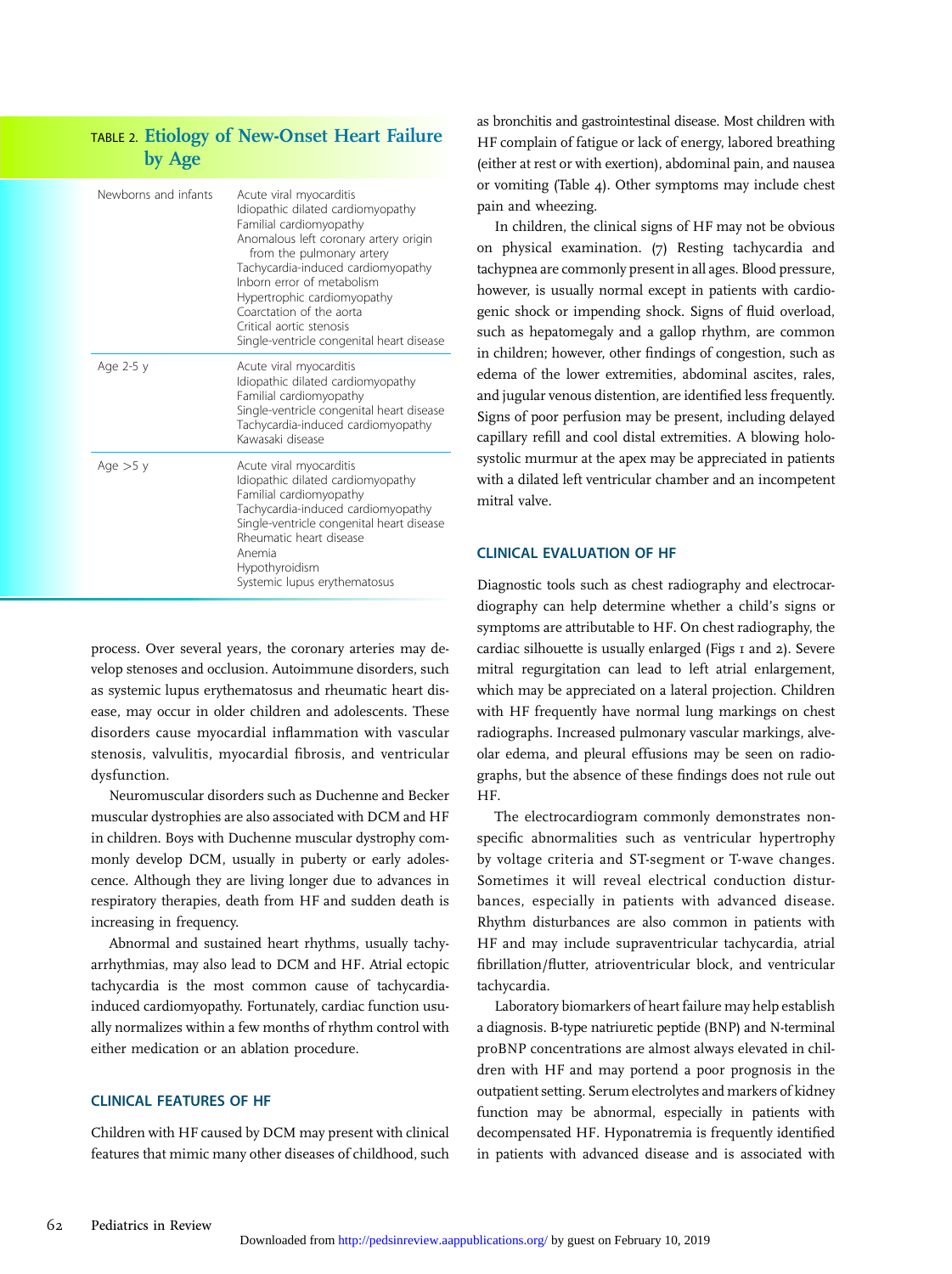**TABLE 2. Etiology of New-Onset Heart Failure by Age**

| | |
|---|---|
| Newborns and infants | Acute viral myocarditis<br>Idiopathic dilated cardiomyopathy<br>Familial cardiomyopathy<br>Anomalous left coronary artery origin from the pulmonary artery<br>Tachycardia-induced cardiomyopathy<br>Inborn error of metabolism<br>Hypertrophic cardiomyopathy<br>Coarctation of the aorta<br>Critical aortic stenosis<br>Single-ventricle congenital heart disease |
| Age 2-5 y | Acute viral myocarditis<br>Idiopathic dilated cardiomyopathy<br>Familial cardiomyopathy<br>Single-ventricle congenital heart disease<br>Tachycardia-induced cardiomyopathy<br>Kawasaki disease |
| Age >5 y | Acute viral myocarditis<br>Idiopathic dilated cardiomyopathy<br>Familial cardiomyopathy<br>Tachycardia-induced cardiomyopathy<br>Single-ventricle congenital heart disease<br>Rheumatic heart disease<br>Anemia<br>Hypothyroidism<br>Systemic lupus erythematosus |

process. Over several years, the coronary arteries may develop stenoses and occlusion. Autoimmune disorders, such as systemic lupus erythematosus and rheumatic heart disease, may occur in older children and adolescents. These disorders cause myocardial inflammation with vascular stenosis, valvulitis, myocardial fibrosis, and ventricular dysfunction.

Neuromuscular disorders such as Duchenne and Becker muscular dystrophies are also associated with DCM and HF in children. Boys with Duchenne muscular dystrophy commonly develop DCM, usually in puberty or early adolescence. Although they are living longer due to advances in respiratory therapies, death from HF and sudden death is increasing in frequency.

Abnormal and sustained heart rhythms, usually tachyarrhythmias, may also lead to DCM and HF. Atrial ectopic tachycardia is the most common cause of tachycardia-induced cardiomyopathy. Fortunately, cardiac function usually normalizes within a few months of rhythm control with either medication or an ablation procedure.

## CLINICAL FEATURES OF HF

Children with HF caused by DCM may present with clinical features that mimic many other diseases of childhood, such as bronchitis and gastrointestinal disease. Most children with HF complain of fatigue or lack of energy, labored breathing (either at rest or with exertion), abdominal pain, and nausea or vomiting (Table 4). Other symptoms may include chest pain and wheezing.

In children, the clinical signs of HF may not be obvious on physical examination. (7) Resting tachycardia and tachypnea are commonly present in all ages. Blood pressure, however, is usually normal except in patients with cardiogenic shock or impending shock. Signs of fluid overload, such as hepatomegaly and a gallop rhythm, are common in children; however, other findings of congestion, such as edema of the lower extremities, abdominal ascites, rales, and jugular venous distention, are identified less frequently. Signs of poor perfusion may be present, including delayed capillary refill and cool distal extremities. A blowing holosystolic murmur at the apex may be appreciated in patients with a dilated left ventricular chamber and an incompetent mitral valve.

## CLINICAL EVALUATION OF HF

Diagnostic tools such as chest radiography and electrocardiography can help determine whether a child's signs or symptoms are attributable to HF. On chest radiography, the cardiac silhouette is usually enlarged (Figs 1 and 2). Severe mitral regurgitation can lead to left atrial enlargement, which may be appreciated on a lateral projection. Children with HF frequently have normal lung markings on chest radiographs. Increased pulmonary vascular markings, alveolar edema, and pleural effusions may be seen on radiographs, but the absence of these findings does not rule out HF.

The electrocardiogram commonly demonstrates nonspecific abnormalities such as ventricular hypertrophy by voltage criteria and ST-segment or T-wave changes. Sometimes it will reveal electrical conduction disturbances, especially in patients with advanced disease. Rhythm disturbances are also common in patients with HF and may include supraventricular tachycardia, atrial fibrillation/flutter, atrioventricular block, and ventricular tachycardia.

Laboratory biomarkers of heart failure may help establish a diagnosis. B-type natriuretic peptide (BNP) and N-terminal proBNP concentrations are almost always elevated in children with HF and may portend a poor prognosis in the outpatient setting. Serum electrolytes and markers of kidney function may be abnormal, especially in patients with decompensated HF. Hyponatremia is frequently identified in patients with advanced disease and is associated with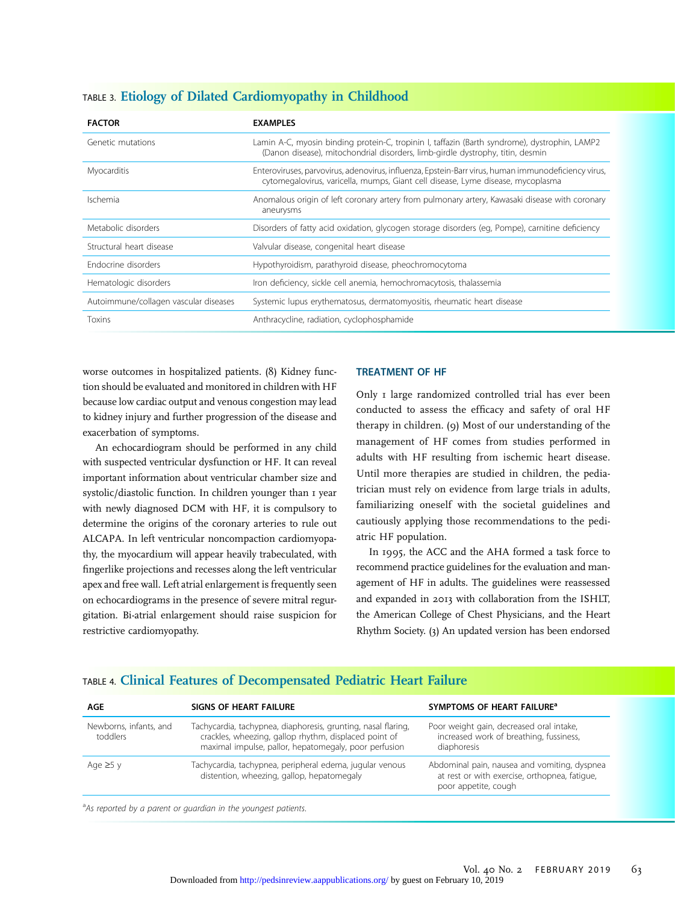TABLE 3. **Etiology of Dilated Cardiomyopathy in Childhood**

| FACTOR | EXAMPLES |
| --- | --- |
| Genetic mutations | Lamin A-C, myosin binding protein-C, tropinin I, taffazin (Barth syndrome), dystrophin, LAMP2 (Danon disease), mitochondrial disorders, limb-girdle dystrophy, titin, desmin |
| Myocarditis | Enteroviruses, parvovirus, adenovirus, influenza, Epstein-Barr virus, human immunodeficiency virus, cytomegalovirus, varicella, mumps, Giant cell disease, Lyme disease, mycoplasma |
| Ischemia | Anomalous origin of left coronary artery from pulmonary artery, Kawasaki disease with coronary aneurysms |
| Metabolic disorders | Disorders of fatty acid oxidation, glycogen storage disorders (eg, Pompe), carnitine deficiency |
| Structural heart disease | Valvular disease, congenital heart disease |
| Endocrine disorders | Hypothyroidism, parathyroid disease, pheochromocytoma |
| Hematologic disorders | Iron deficiency, sickle cell anemia, hemochromacytosis, thalassemia |
| Autoimmune/collagen vascular diseases | Systemic lupus erythematosus, dermatomyositis, rheumatic heart disease |
| Toxins | Anthracycline, radiation, cyclophosphamide |

worse outcomes in hospitalized patients. (8) Kidney function should be evaluated and monitored in children with HF because low cardiac output and venous congestion may lead to kidney injury and further progression of the disease and exacerbation of symptoms.

An echocardiogram should be performed in any child with suspected ventricular dysfunction or HF. It can reveal important information about ventricular chamber size and systolic/diastolic function. In children younger than 1 year with newly diagnosed DCM with HF, it is compulsory to determine the origins of the coronary arteries to rule out ALCAPA. In left ventricular noncompaction cardiomyopathy, the myocardium will appear heavily trabeculated, with fingerlike projections and recesses along the left ventricular apex and free wall. Left atrial enlargement is frequently seen on echocardiograms in the presence of severe mitral regurgitation. Bi-atrial enlargement should raise suspicion for restrictive cardiomyopathy.

## TREATMENT OF HF

Only 1 large randomized controlled trial has ever been conducted to assess the efficacy and safety of oral HF therapy in children. (9) Most of our understanding of the management of HF comes from studies performed in adults with HF resulting from ischemic heart disease. Until more therapies are studied in children, the pediatrician must rely on evidence from large trials in adults, familiarizing oneself with the societal guidelines and cautiously applying those recommendations to the pediatric HF population.

In 1995, the ACC and the AHA formed a task force to recommend practice guidelines for the evaluation and management of HF in adults. The guidelines were reassessed and expanded in 2013 with collaboration from the ISHLT, the American College of Chest Physicians, and the Heart Rhythm Society. (3) An updated version has been endorsed

TABLE 4. **Clinical Features of Decompensated Pediatric Heart Failure**

| AGE | SIGNS OF HEART FAILURE | SYMPTOMS OF HEART FAILURE[a] |
| --- | --- | --- |
| Newborns, infants, and toddlers | Tachycardia, tachypnea, diaphoresis, grunting, nasal flaring, crackles, wheezing, gallop rhythm, displaced point of maximal impulse, pallor, hepatomegaly, poor perfusion | Poor weight gain, decreased oral intake, increased work of breathing, fussiness, diaphoresis |
| Age ≥5 y | Tachycardia, tachypnea, peripheral edema, jugular venous distention, wheezing, gallop, hepatomegaly | Abdominal pain, nausea and vomiting, dyspnea at rest or with exercise, orthopnea, fatigue, poor appetite, cough |

[a]*As reported by a parent or guardian in the youngest patients.*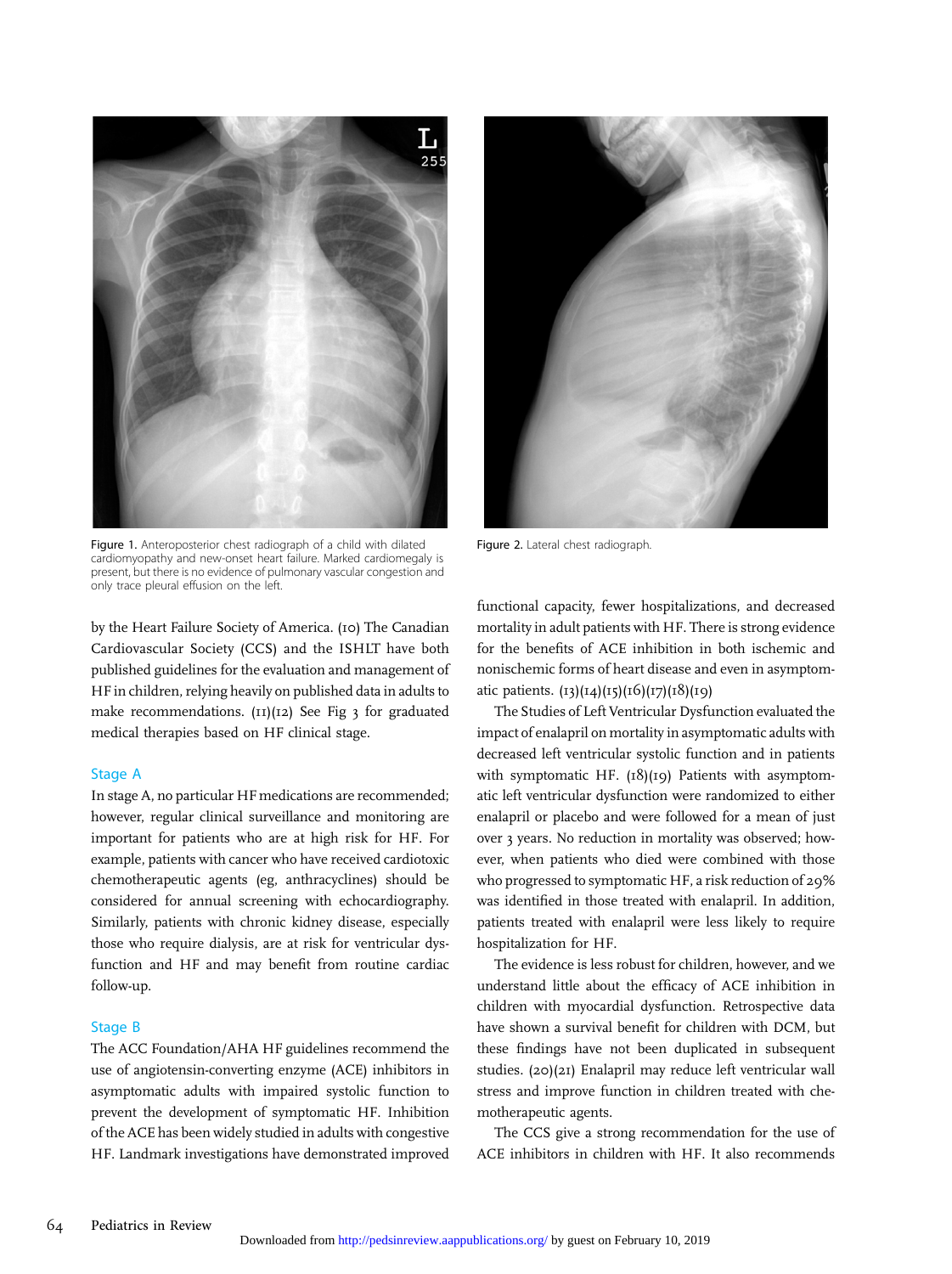Figure 1. Anteroposterior chest radiograph of a child with dilated cardiomyopathy and new-onset heart failure. Marked cardiomegaly is present, but there is no evidence of pulmonary vascular congestion and only trace pleural effusion on the left.

Figure 2. Lateral chest radiograph.

by the Heart Failure Society of America. (10) The Canadian Cardiovascular Society (CCS) and the ISHLT have both published guidelines for the evaluation and management of HF in children, relying heavily on published data in adults to make recommendations. (11)(12) See Fig 3 for graduated medical therapies based on HF clinical stage.

## Stage A

In stage A, no particular HF medications are recommended; however, regular clinical surveillance and monitoring are important for patients who are at high risk for HF. For example, patients with cancer who have received cardiotoxic chemotherapeutic agents (eg, anthracyclines) should be considered for annual screening with echocardiography. Similarly, patients with chronic kidney disease, especially those who require dialysis, are at risk for ventricular dysfunction and HF and may benefit from routine cardiac follow-up.

## Stage B

The ACC Foundation/AHA HF guidelines recommend the use of angiotensin-converting enzyme (ACE) inhibitors in asymptomatic adults with impaired systolic function to prevent the development of symptomatic HF. Inhibition of the ACE has been widely studied in adults with congestive HF. Landmark investigations have demonstrated improved functional capacity, fewer hospitalizations, and decreased mortality in adult patients with HF. There is strong evidence for the benefits of ACE inhibition in both ischemic and nonischemic forms of heart disease and even in asymptomatic patients. (13)(14)(15)(16)(17)(18)(19)

The Studies of Left Ventricular Dysfunction evaluated the impact of enalapril on mortality in asymptomatic adults with decreased left ventricular systolic function and in patients with symptomatic HF. (18)(19) Patients with asymptomatic left ventricular dysfunction were randomized to either enalapril or placebo and were followed for a mean of just over 3 years. No reduction in mortality was observed; however, when patients who died were combined with those who progressed to symptomatic HF, a risk reduction of 29% was identified in those treated with enalapril. In addition, patients treated with enalapril were less likely to require hospitalization for HF.

The evidence is less robust for children, however, and we understand little about the efficacy of ACE inhibition in children with myocardial dysfunction. Retrospective data have shown a survival benefit for children with DCM, but these findings have not been duplicated in subsequent studies. (20)(21) Enalapril may reduce left ventricular wall stress and improve function in children treated with chemotherapeutic agents.

The CCS give a strong recommendation for the use of ACE inhibitors in children with HF. It also recommends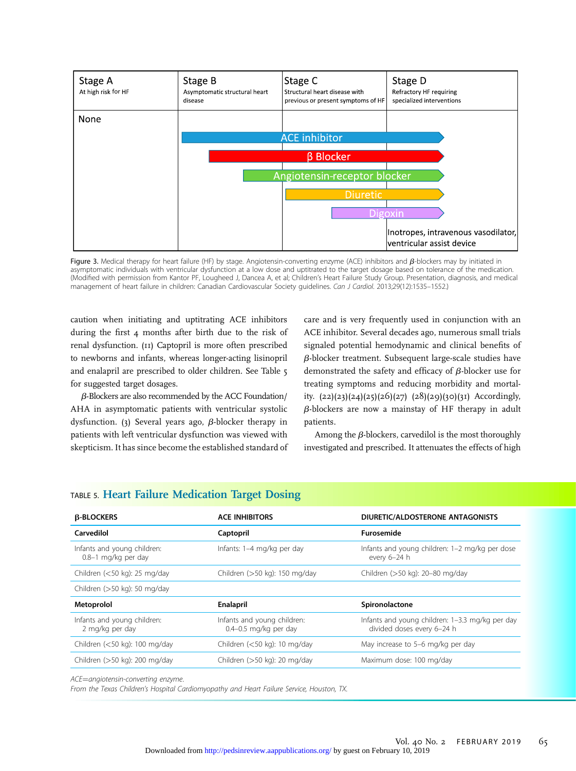| Stage A | Stage B | Stage C | Stage D |
| --- | --- | --- | --- |
| At high risk for HF | Asymptomatic structural heart disease | Structural heart disease with previous or present symptoms of HF | Refractory HF requiring specialized interventions |
| None | ACE inhibitor | ACE inhibitor | ACE inhibitor |
| | β Blocker | β Blocker | β Blocker |
| | Angiotensin-receptor blocker | Angiotensin-receptor blocker | Angiotensin-receptor blocker |
| | | Diuretic | Diuretic |
| | | Digoxin | Digoxin |
| | | | Inotropes, intravenous vasodilator, ventricular assist device |

Figure 3. Medical therapy for heart failure (HF) by stage. Angiotensin-converting enzyme (ACE) inhibitors and β-blockers may by initiated in asymptomatic individuals with ventricular dysfunction at a low dose and uptitrated to the target dosage based on tolerance of the medication. (Modified with permission from Kantor PF, Lougheed J, Dancea A, et al; Children's Heart Failure Study Group. Presentation, diagnosis, and medical management of heart failure in children: Canadian Cardiovascular Society guidelines. *Can J Cardiol*. 2013;29(12):1535–1552.)

caution when initiating and uptitrating ACE inhibitors during the first 4 months after birth due to the risk of renal dysfunction. (11) Captopril is more often prescribed to newborns and infants, whereas longer-acting lisinopril and enalapril are prescribed to older children. See Table 5 for suggested target dosages.

β-Blockers are also recommended by the ACC Foundation/AHA in asymptomatic patients with ventricular systolic dysfunction. (3) Several years ago, β-blocker therapy in patients with left ventricular dysfunction was viewed with skepticism. It has since become the established standard of care and is very frequently used in conjunction with an ACE inhibitor. Several decades ago, numerous small trials signaled potential hemodynamic and clinical benefits of β-blocker treatment. Subsequent large-scale studies have demonstrated the safety and efficacy of β-blocker use for treating symptoms and reducing morbidity and mortality. (22)(23)(24)(25)(26)(27) (28)(29)(30)(31) Accordingly, β-blockers are now a mainstay of HF therapy in adult patients.

Among the β-blockers, carvedilol is the most thoroughly investigated and prescribed. It attenuates the effects of high

TABLE 5. **Heart Failure Medication Target Dosing**

| β-BLOCKERS | ACE INHIBITORS | DIURETIC/ALDOSTERONE ANTAGONISTS |
| --- | --- | --- |
| **Carvedilol** | **Captopril** | **Furosemide** |
| Infants and young children: 0.8–1 mg/kg per day | Infants: 1–4 mg/kg per day | Infants and young children: 1–2 mg/kg per dose every 6–24 h |
| Children (<50 kg): 25 mg/day | Children (>50 kg): 150 mg/day | Children (>50 kg): 20–80 mg/day |
| Children (>50 kg): 50 mg/day | | |
| **Metoprolol** | **Enalapril** | **Spironolactone** |
| Infants and young children: 2 mg/kg per day | Infants and young children: 0.4–0.5 mg/kg per day | Infants and young children: 1–3.3 mg/kg per day divided doses every 6–24 h |
| Children (<50 kg): 100 mg/day | Children (<50 kg): 10 mg/day | May increase to 5–6 mg/kg per day |
| Children (>50 kg): 200 mg/day | Children (>50 kg): 20 mg/day | Maximum dose: 100 mg/day |

*ACE=angiotensin-converting enzyme.*
*From the Texas Children's Hospital Cardiomyopathy and Heart Failure Service, Houston, TX.*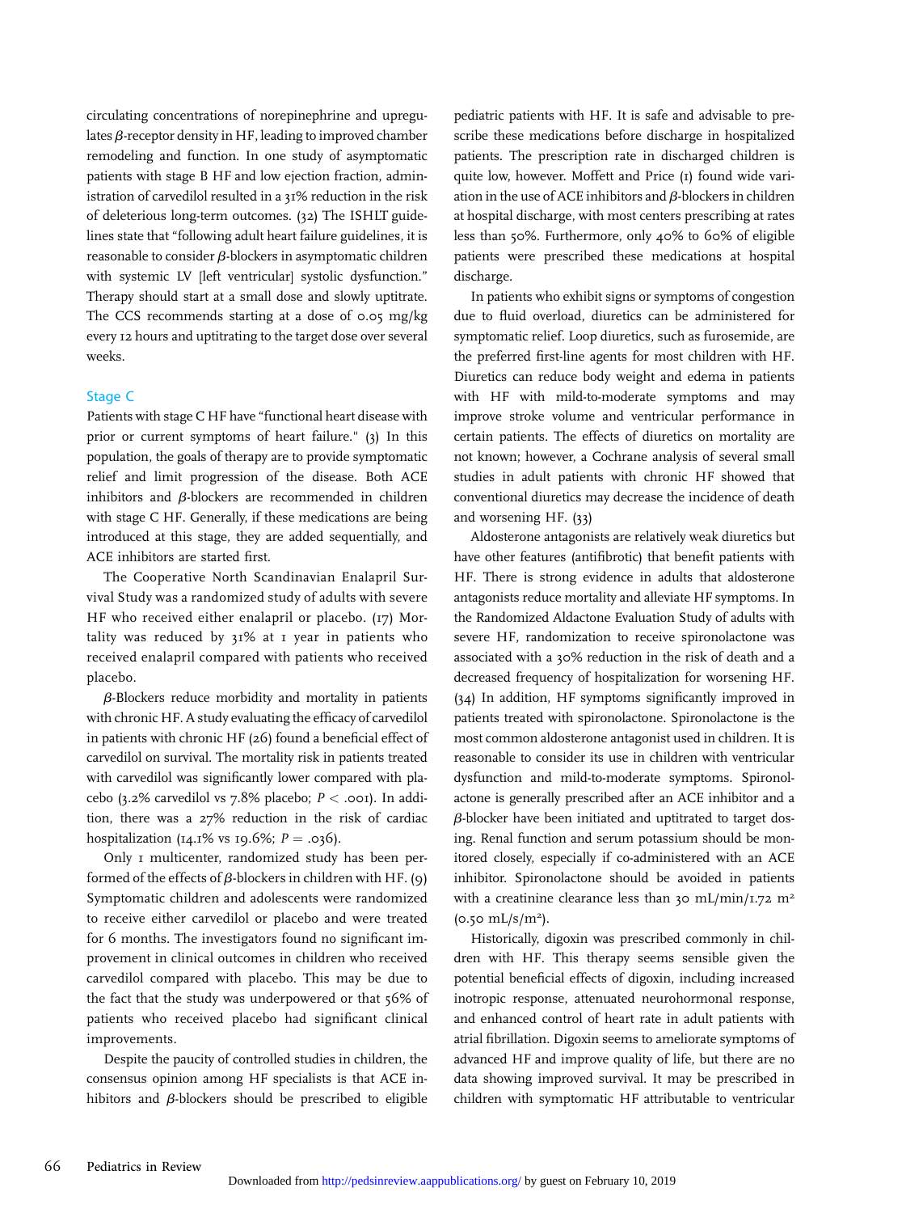circulating concentrations of norepinephrine and upregulates β-receptor density in HF, leading to improved chamber remodeling and function. In one study of asymptomatic patients with stage B HF and low ejection fraction, administration of carvedilol resulted in a 31% reduction in the risk of deleterious long-term outcomes. (32) The ISHLT guidelines state that "following adult heart failure guidelines, it is reasonable to consider β-blockers in asymptomatic children with systemic LV [left ventricular] systolic dysfunction." Therapy should start at a small dose and slowly uptitrate. The CCS recommends starting at a dose of 0.05 mg/kg every 12 hours and uptitrating to the target dose over several weeks.

### Stage C

Patients with stage C HF have "functional heart disease with prior or current symptoms of heart failure." (3) In this population, the goals of therapy are to provide symptomatic relief and limit progression of the disease. Both ACE inhibitors and β-blockers are recommended in children with stage C HF. Generally, if these medications are being introduced at this stage, they are added sequentially, and ACE inhibitors are started first.

The Cooperative North Scandinavian Enalapril Survival Study was a randomized study of adults with severe HF who received either enalapril or placebo. (17) Mortality was reduced by 31% at 1 year in patients who received enalapril compared with patients who received placebo.

β-Blockers reduce morbidity and mortality in patients with chronic HF. A study evaluating the efficacy of carvedilol in patients with chronic HF (26) found a beneficial effect of carvedilol on survival. The mortality risk in patients treated with carvedilol was significantly lower compared with placebo (3.2% carvedilol vs 7.8% placebo; $P < .001$). In addition, there was a 27% reduction in the risk of cardiac hospitalization (14.1% vs 19.6%; $P = .036$).

Only 1 multicenter, randomized study has been performed of the effects of β-blockers in children with HF. (9) Symptomatic children and adolescents were randomized to receive either carvedilol or placebo and were treated for 6 months. The investigators found no significant improvement in clinical outcomes in children who received carvedilol compared with placebo. This may be due to the fact that the study was underpowered or that 56% of patients who received placebo had significant clinical improvements.

Despite the paucity of controlled studies in children, the consensus opinion among HF specialists is that ACE inhibitors and β-blockers should be prescribed to eligible pediatric patients with HF. It is safe and advisable to prescribe these medications before discharge in hospitalized patients. The prescription rate in discharged children is quite low, however. Moffett and Price (1) found wide variation in the use of ACE inhibitors and β-blockers in children at hospital discharge, with most centers prescribing at rates less than 50%. Furthermore, only 40% to 60% of eligible patients were prescribed these medications at hospital discharge.

In patients who exhibit signs or symptoms of congestion due to fluid overload, diuretics can be administered for symptomatic relief. Loop diuretics, such as furosemide, are the preferred first-line agents for most children with HF. Diuretics can reduce body weight and edema in patients with HF with mild-to-moderate symptoms and may improve stroke volume and ventricular performance in certain patients. The effects of diuretics on mortality are not known; however, a Cochrane analysis of several small studies in adult patients with chronic HF showed that conventional diuretics may decrease the incidence of death and worsening HF. (33)

Aldosterone antagonists are relatively weak diuretics but have other features (antifibrotic) that benefit patients with HF. There is strong evidence in adults that aldosterone antagonists reduce mortality and alleviate HF symptoms. In the Randomized Aldactone Evaluation Study of adults with severe HF, randomization to receive spironolactone was associated with a 30% reduction in the risk of death and a decreased frequency of hospitalization for worsening HF. (34) In addition, HF symptoms significantly improved in patients treated with spironolactone. Spironolactone is the most common aldosterone antagonist used in children. It is reasonable to consider its use in children with ventricular dysfunction and mild-to-moderate symptoms. Spironolactone is generally prescribed after an ACE inhibitor and a β-blocker have been initiated and uptitrated to target dosing. Renal function and serum potassium should be monitored closely, especially if co-administered with an ACE inhibitor. Spironolactone should be avoided in patients with a creatinine clearance less than 30 mL/min/1.72 $m^2$ (0.50 mL/s/$m^2$).

Historically, digoxin was prescribed commonly in children with HF. This therapy seems sensible given the potential beneficial effects of digoxin, including increased inotropic response, attenuated neurohormonal response, and enhanced control of heart rate in adult patients with atrial fibrillation. Digoxin seems to ameliorate symptoms of advanced HF and improve quality of life, but there are no data showing improved survival. It may be prescribed in children with symptomatic HF attributable to ventricular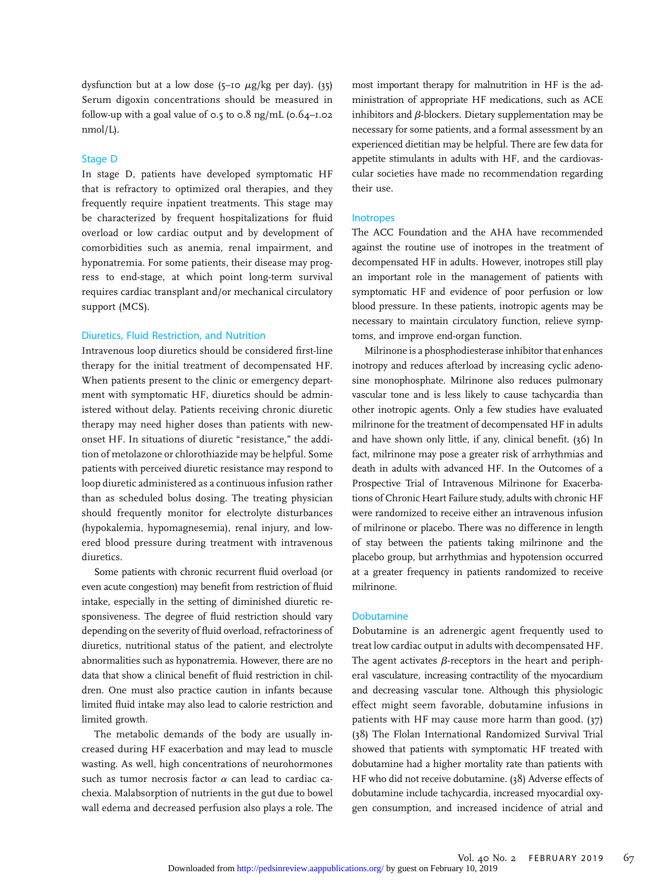dysfunction but at a low dose (5–10 $\mu$g/kg per day). (35) Serum digoxin concentrations should be measured in follow-up with a goal value of 0.5 to 0.8 ng/mL (0.64–1.02 nmol/L).

### Stage D

In stage D, patients have developed symptomatic HF that is refractory to optimized oral therapies, and they frequently require inpatient treatments. This stage may be characterized by frequent hospitalizations for fluid overload or low cardiac output and by development of comorbidities such as anemia, renal impairment, and hyponatremia. For some patients, their disease may progress to end-stage, at which point long-term survival requires cardiac transplant and/or mechanical circulatory support (MCS).

### Diuretics, Fluid Restriction, and Nutrition

Intravenous loop diuretics should be considered first-line therapy for the initial treatment of decompensated HF. When patients present to the clinic or emergency department with symptomatic HF, diuretics should be administered without delay. Patients receiving chronic diuretic therapy may need higher doses than patients with new-onset HF. In situations of diuretic "resistance," the addition of metolazone or chlorothiazide may be helpful. Some patients with perceived diuretic resistance may respond to loop diuretic administered as a continuous infusion rather than as scheduled bolus dosing. The treating physician should frequently monitor for electrolyte disturbances (hypokalemia, hypomagnesemia), renal injury, and lowered blood pressure during treatment with intravenous diuretics.

Some patients with chronic recurrent fluid overload (or even acute congestion) may benefit from restriction of fluid intake, especially in the setting of diminished diuretic responsiveness. The degree of fluid restriction should vary depending on the severity of fluid overload, refractoriness of diuretics, nutritional status of the patient, and electrolyte abnormalities such as hyponatremia. However, there are no data that show a clinical benefit of fluid restriction in children. One must also practice caution in infants because limited fluid intake may also lead to calorie restriction and limited growth.

The metabolic demands of the body are usually increased during HF exacerbation and may lead to muscle wasting. As well, high concentrations of neurohormones such as tumor necrosis factor $\alpha$ can lead to cardiac cachexia. Malabsorption of nutrients in the gut due to bowel wall edema and decreased perfusion also plays a role. The most important therapy for malnutrition in HF is the administration of appropriate HF medications, such as ACE inhibitors and $\beta$-blockers. Dietary supplementation may be necessary for some patients, and a formal assessment by an experienced dietitian may be helpful. There are few data for appetite stimulants in adults with HF, and the cardiovascular societies have made no recommendation regarding their use.

### Inotropes

The ACC Foundation and the AHA have recommended against the routine use of inotropes in the treatment of decompensated HF in adults. However, inotropes still play an important role in the management of patients with symptomatic HF and evidence of poor perfusion or low blood pressure. In these patients, inotropic agents may be necessary to maintain circulatory function, relieve symptoms, and improve end-organ function.

Milrinone is a phosphodiesterase inhibitor that enhances inotropy and reduces afterload by increasing cyclic adenosine monophosphate. Milrinone also reduces pulmonary vascular tone and is less likely to cause tachycardia than other inotropic agents. Only a few studies have evaluated milrinone for the treatment of decompensated HF in adults and have shown only little, if any, clinical benefit. (36) In fact, milrinone may pose a greater risk of arrhythmias and death in adults with advanced HF. In the Outcomes of a Prospective Trial of Intravenous Milrinone for Exacerbations of Chronic Heart Failure study, adults with chronic HF were randomized to receive either an intravenous infusion of milrinone or placebo. There was no difference in length of stay between the patients taking milrinone and the placebo group, but arrhythmias and hypotension occurred at a greater frequency in patients randomized to receive milrinone.

### Dobutamine

Dobutamine is an adrenergic agent frequently used to treat low cardiac output in adults with decompensated HF. The agent activates $\beta$-receptors in the heart and peripheral vasculature, increasing contractility of the myocardium and decreasing vascular tone. Although this physiologic effect might seem favorable, dobutamine infusions in patients with HF may cause more harm than good. (37) (38) The Flolan International Randomized Survival Trial showed that patients with symptomatic HF treated with dobutamine had a higher mortality rate than patients with HF who did not receive dobutamine. (38) Adverse effects of dobutamine include tachycardia, increased myocardial oxygen consumption, and increased incidence of atrial and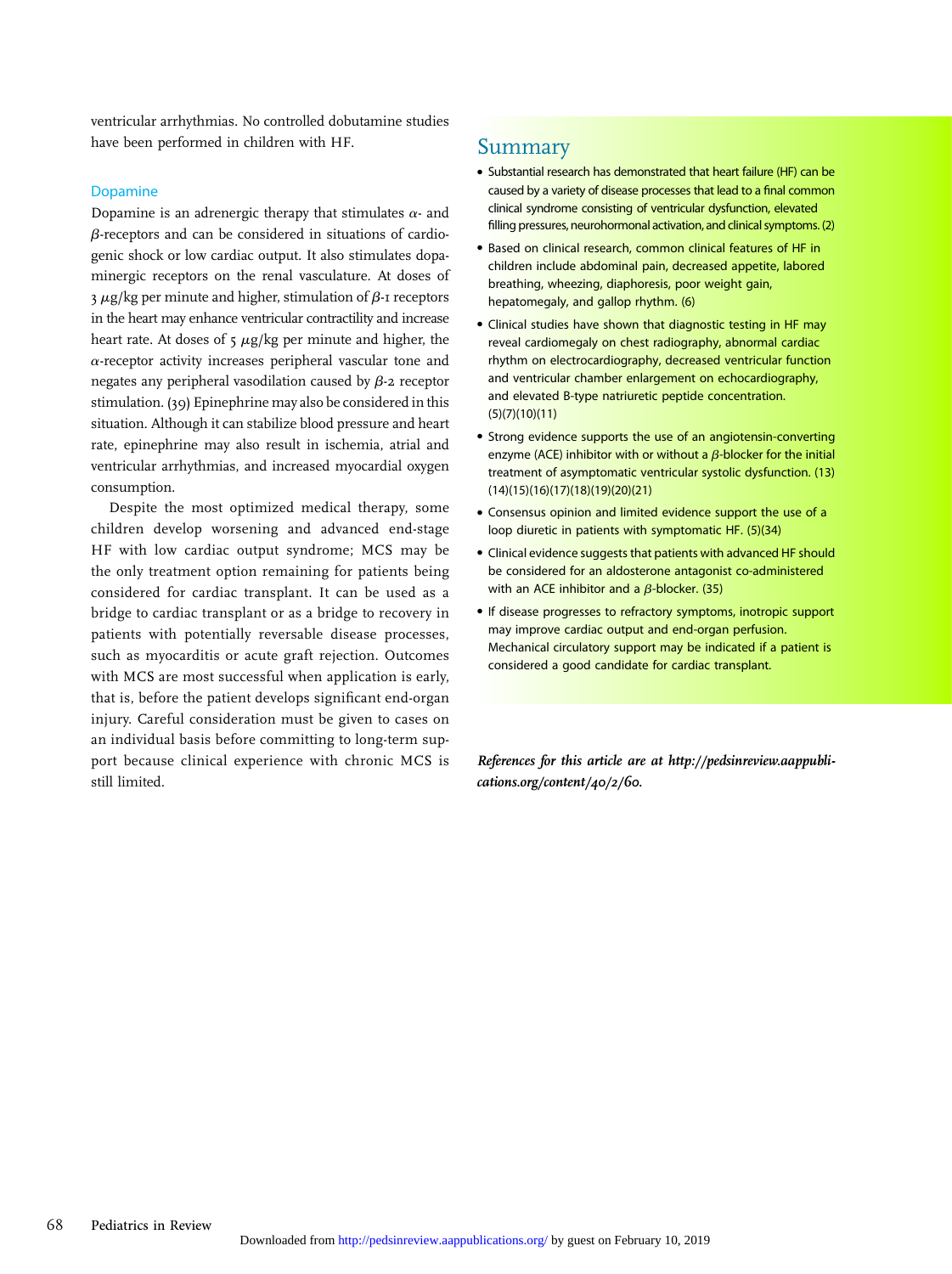ventricular arrhythmias. No controlled dobutamine studies have been performed in children with HF.

### Dopamine

Dopamine is an adrenergic therapy that stimulates $\alpha$- and $\beta$-receptors and can be considered in situations of cardiogenic shock or low cardiac output. It also stimulates dopaminergic receptors on the renal vasculature. At doses of 3 $\mu$g/kg per minute and higher, stimulation of $\beta$-1 receptors in the heart may enhance ventricular contractility and increase heart rate. At doses of 5 $\mu$g/kg per minute and higher, the $\alpha$-receptor activity increases peripheral vascular tone and negates any peripheral vasodilation caused by $\beta$-2 receptor stimulation. (39) Epinephrine may also be considered in this situation. Although it can stabilize blood pressure and heart rate, epinephrine may also result in ischemia, atrial and ventricular arrhythmias, and increased myocardial oxygen consumption.

Despite the most optimized medical therapy, some children develop worsening and advanced end-stage HF with low cardiac output syndrome; MCS may be the only treatment option remaining for patients being considered for cardiac transplant. It can be used as a bridge to cardiac transplant or as a bridge to recovery in patients with potentially reversable disease processes, such as myocarditis or acute graft rejection. Outcomes with MCS are most successful when application is early, that is, before the patient develops significant end-organ injury. Careful consideration must be given to cases on an individual basis before committing to long-term support because clinical experience with chronic MCS is still limited.

## Summary

- Substantial research has demonstrated that heart failure (HF) can be caused by a variety of disease processes that lead to a final common clinical syndrome consisting of ventricular dysfunction, elevated filling pressures, neurohormonal activation, and clinical symptoms. (2)
- Based on clinical research, common clinical features of HF in children include abdominal pain, decreased appetite, labored breathing, wheezing, diaphoresis, poor weight gain, hepatomegaly, and gallop rhythm. (6)
- Clinical studies have shown that diagnostic testing in HF may reveal cardiomegaly on chest radiography, abnormal cardiac rhythm on electrocardiography, decreased ventricular function and ventricular chamber enlargement on echocardiography, and elevated B-type natriuretic peptide concentration. (5)(7)(10)(11)
- Strong evidence supports the use of an angiotensin-converting enzyme (ACE) inhibitor with or without a $\beta$-blocker for the initial treatment of asymptomatic ventricular systolic dysfunction. (13)(14)(15)(16)(17)(18)(19)(20)(21)
- Consensus opinion and limited evidence support the use of a loop diuretic in patients with symptomatic HF. (5)(34)
- Clinical evidence suggests that patients with advanced HF should be considered for an aldosterone antagonist co-administered with an ACE inhibitor and a $\beta$-blocker. (35)
- If disease progresses to refractory symptoms, inotropic support may improve cardiac output and end-organ perfusion. Mechanical circulatory support may be indicated if a patient is considered a good candidate for cardiac transplant.

*References for this article are at http://pedsinreview.aappublications.org/content/40/2/60.*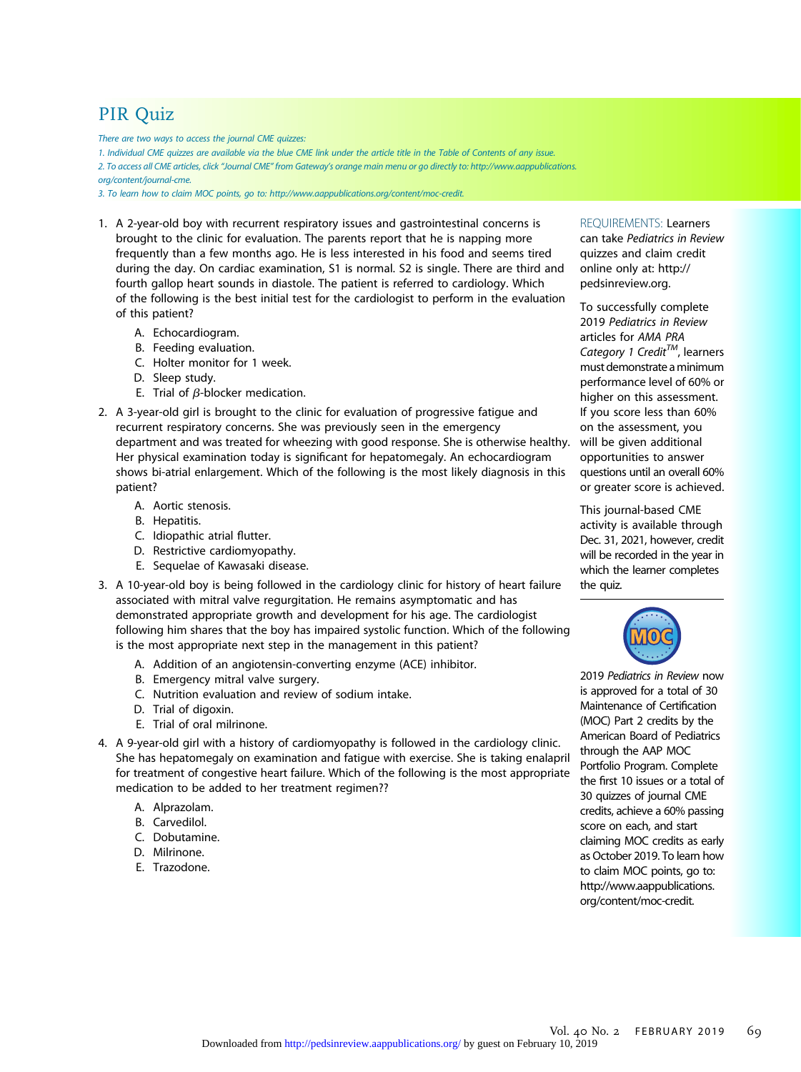# PIR Quiz

*There are two ways to access the journal CME quizzes:*

*1. Individual CME quizzes are available via the blue CME link under the article title in the Table of Contents of any issue.*

*2. To access all CME articles, click "Journal CME" from Gateway's orange main menu or go directly to: http://www.aappublications.org/content/journal-cme.*

*3. To learn how to claim MOC points, go to: http://www.aappublications.org/content/moc-credit.*

1. A 2-year-old boy with recurrent respiratory issues and gastrointestinal concerns is brought to the clinic for evaluation. The parents report that he is napping more frequently than a few months ago. He is less interested in his food and seems tired during the day. On cardiac examination, S1 is normal. S2 is single. There are third and fourth gallop heart sounds in diastole. The patient is referred to cardiology. Which of the following is the best initial test for the cardiologist to perform in the evaluation of this patient?

   A. Echocardiogram.
   B. Feeding evaluation.
   C. Holter monitor for 1 week.
   D. Sleep study.
   E. Trial of $\beta$-blocker medication.

2. A 3-year-old girl is brought to the clinic for evaluation of progressive fatigue and recurrent respiratory concerns. She was previously seen in the emergency department and was treated for wheezing with good response. She is otherwise healthy. Her physical examination today is significant for hepatomegaly. An echocardiogram shows bi-atrial enlargement. Which of the following is the most likely diagnosis in this patient?

   A. Aortic stenosis.
   B. Hepatitis.
   C. Idiopathic atrial flutter.
   D. Restrictive cardiomyopathy.
   E. Sequelae of Kawasaki disease.

3. A 10-year-old boy is being followed in the cardiology clinic for history of heart failure associated with mitral valve regurgitation. He remains asymptomatic and has demonstrated appropriate growth and development for his age. The cardiologist following him shares that the boy has impaired systolic function. Which of the following is the most appropriate next step in the management in this patient?

   A. Addition of an angiotensin-converting enzyme (ACE) inhibitor.
   B. Emergency mitral valve surgery.
   C. Nutrition evaluation and review of sodium intake.
   D. Trial of digoxin.
   E. Trial of oral milrinone.

4. A 9-year-old girl with a history of cardiomyopathy is followed in the cardiology clinic. She has hepatomegaly on examination and fatigue with exercise. She is taking enalapril for treatment of congestive heart failure. Which of the following is the most appropriate medication to be added to her treatment regimen??

   A. Alprazolam.
   B. Carvedilol.
   C. Dobutamine.
   D. Milrinone.
   E. Trazodone.

REQUIREMENTS: Learners can take *Pediatrics in Review* quizzes and claim credit online only at: http://pedsinreview.org.

To successfully complete 2019 *Pediatrics in Review* articles for *AMA PRA Category 1 Credit*™, learners must demonstrate a minimum performance level of 60% or higher on this assessment. If you score less than 60% on the assessment, you will be given additional opportunities to answer questions until an overall 60% or greater score is achieved.

This journal-based CME activity is available through Dec. 31, 2021, however, credit will be recorded in the year in which the learner completes the quiz.

2019 *Pediatrics in Review* now is approved for a total of 30 Maintenance of Certification (MOC) Part 2 credits by the American Board of Pediatrics through the AAP MOC Portfolio Program. Complete the first 10 issues or a total of 30 quizzes of journal CME credits, achieve a 60% passing score on each, and start claiming MOC credits as early as October 2019. To learn how to claim MOC points, go to: http://www.aappublications.org/content/moc-credit.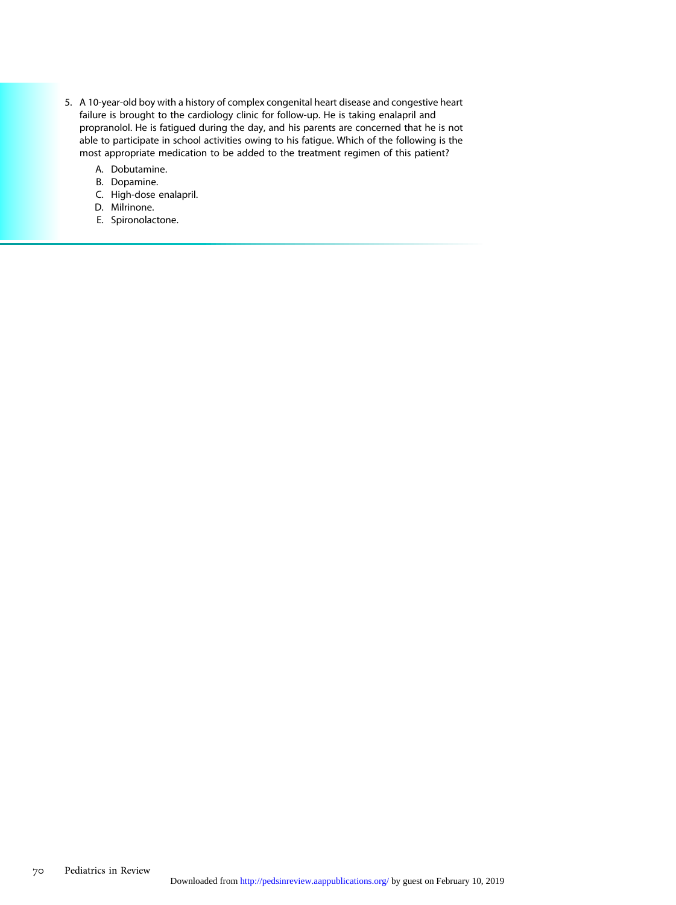5. A 10-year-old boy with a history of complex congenital heart disease and congestive heart failure is brought to the cardiology clinic for follow-up. He is taking enalapril and propranolol. He is fatigued during the day, and his parents are concerned that he is not able to participate in school activities owing to his fatigue. Which of the following is the most appropriate medication to be added to the treatment regimen of this patient?

   A. Dobutamine.
   B. Dopamine.
   C. High-dose enalapril.
   D. Milrinone.
   E. Spironolactone.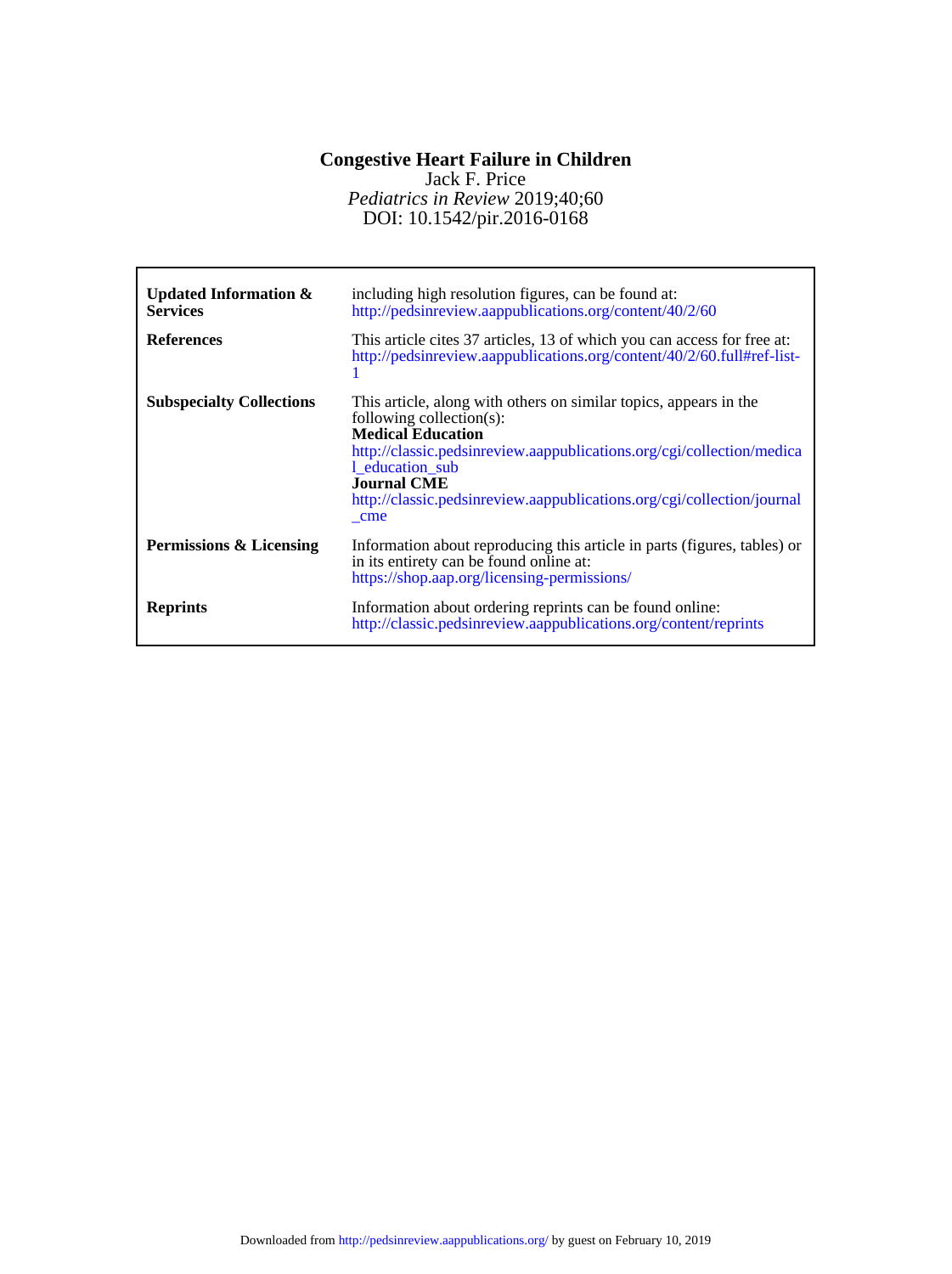**Congestive Heart Failure in Children**

Jack F. Price

*Pediatrics in Review* 2019;40;60

DOI: 10.1542/pir.2016-0168

| | |
|---|---|
| **Updated Information & Services** | including high resolution figures, can be found at: http://pedsinreview.aappublications.org/content/40/2/60 |
| **References** | This article cites 37 articles, 13 of which you can access for free at: http://pedsinreview.aappublications.org/content/40/2/60.full#ref-list-1 |
| **Subspecialty Collections** | This article, along with others on similar topics, appears in the following collection(s): **Medical Education** http://classic.pedsinreview.aappublications.org/cgi/collection/medical_education_sub **Journal CME** http://classic.pedsinreview.aappublications.org/cgi/collection/journal_cme |
| **Permissions & Licensing** | Information about reproducing this article in parts (figures, tables) or in its entirety can be found online at: https://shop.aap.org/licensing-permissions/ |
| **Reprints** | Information about ordering reprints can be found online: http://classic.pedsinreview.aappublications.org/content/reprints |

Downloaded from http://pedsinreview.aappublications.org/ by guest on February 10, 2019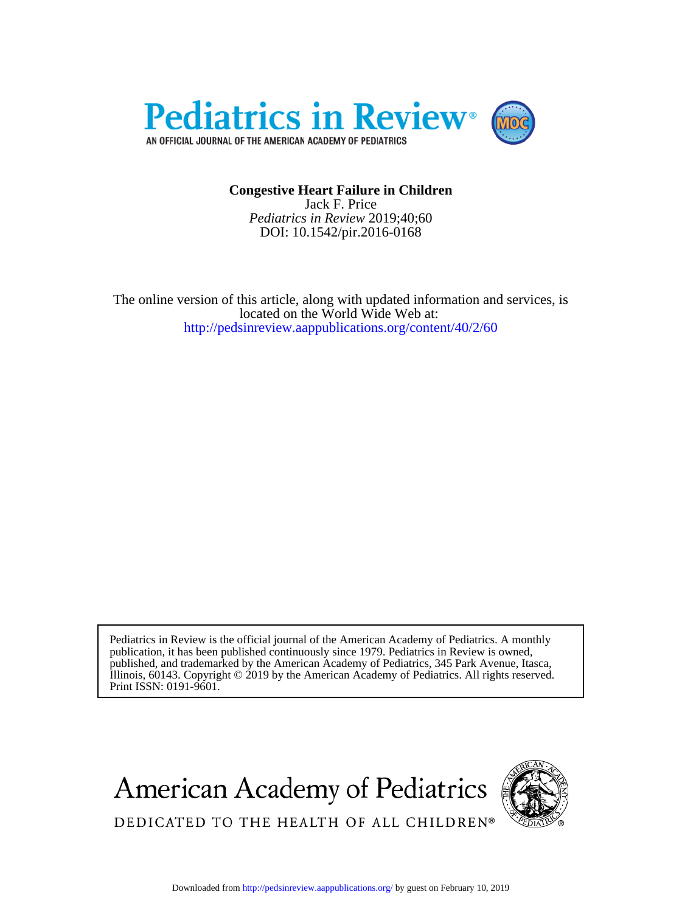# Pediatrics in Review

AN OFFICIAL JOURNAL OF THE AMERICAN ACADEMY OF PEDIATRICS

**Congestive Heart Failure in Children**

Jack F. Price

*Pediatrics in Review* 2019;40;60

DOI: 10.1542/pir.2016-0168

The online version of this article, along with updated information and services, is located on the World Wide Web at:

http://pedsinreview.aappublications.org/content/40/2/60

Pediatrics in Review is the official journal of the American Academy of Pediatrics. A monthly publication, it has been published continuously since 1979. Pediatrics in Review is owned, published, and trademarked by the American Academy of Pediatrics, 345 Park Avenue, Itasca, Illinois, 60143. Copyright © 2019 by the American Academy of Pediatrics. All rights reserved. Print ISSN: 0191-9601.

American Academy of Pediatrics

DEDICATED TO THE HEALTH OF ALL CHILDREN®

Downloaded from http://pedsinreview.aappublications.org/ by guest on February 10, 2019